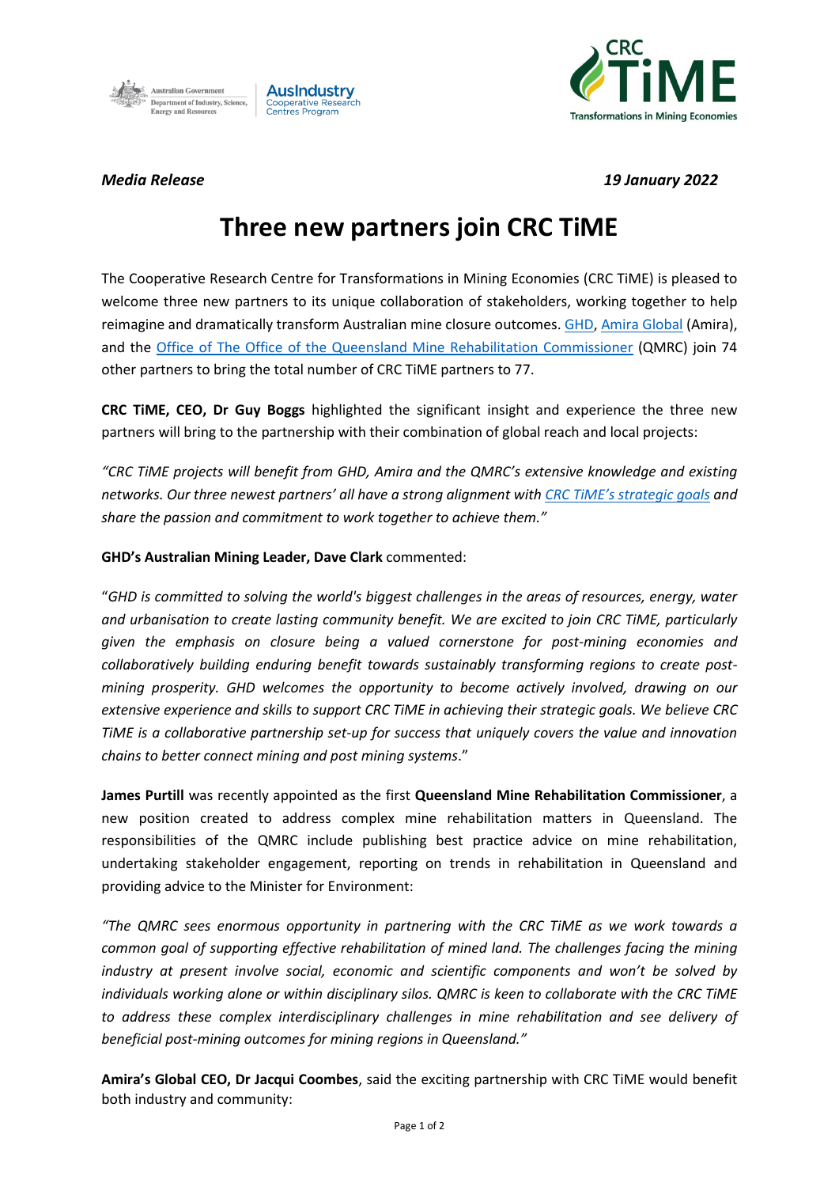*Media Release* *19 January 2022*

# Three new partners join CRC TiME

The Cooperative Research Centre for Transformations in Mining Economies (CRC TiME) is pleased to welcome three new partners to its unique collaboration of stakeholders, working together to help reimagine and dramatically transform Australian mine closure outcomes. GHD, Amira Global (Amira), and the Office of The Office of the Queensland Mine Rehabilitation Commissioner (QMRC) join 74 other partners to bring the total number of CRC TiME partners to 77.

**CRC TiME, CEO, Dr Guy Boggs** highlighted the significant insight and experience the three new partners will bring to the partnership with their combination of global reach and local projects:

*"CRC TiME projects will benefit from GHD, Amira and the QMRC's extensive knowledge and existing networks. Our three newest partners' all have a strong alignment with CRC TiME's strategic goals and share the passion and commitment to work together to achieve them."*

**GHD's Australian Mining Leader, Dave Clark** commented:

"*GHD is committed to solving the world's biggest challenges in the areas of resources, energy, water and urbanisation to create lasting community benefit. We are excited to join CRC TiME, particularly given the emphasis on closure being a valued cornerstone for post-mining economies and collaboratively building enduring benefit towards sustainably transforming regions to create post-mining prosperity. GHD welcomes the opportunity to become actively involved, drawing on our extensive experience and skills to support CRC TiME in achieving their strategic goals. We believe CRC TiME is a collaborative partnership set-up for success that uniquely covers the value and innovation chains to better connect mining and post mining systems*."

**James Purtill** was recently appointed as the first **Queensland Mine Rehabilitation Commissioner**, a new position created to address complex mine rehabilitation matters in Queensland. The responsibilities of the QMRC include publishing best practice advice on mine rehabilitation, undertaking stakeholder engagement, reporting on trends in rehabilitation in Queensland and providing advice to the Minister for Environment:

*"The QMRC sees enormous opportunity in partnering with the CRC TiME as we work towards a common goal of supporting effective rehabilitation of mined land. The challenges facing the mining industry at present involve social, economic and scientific components and won't be solved by individuals working alone or within disciplinary silos. QMRC is keen to collaborate with the CRC TiME to address these complex interdisciplinary challenges in mine rehabilitation and see delivery of beneficial post-mining outcomes for mining regions in Queensland."*

**Amira's Global CEO, Dr Jacqui Coombes**, said the exciting partnership with CRC TiME would benefit both industry and community: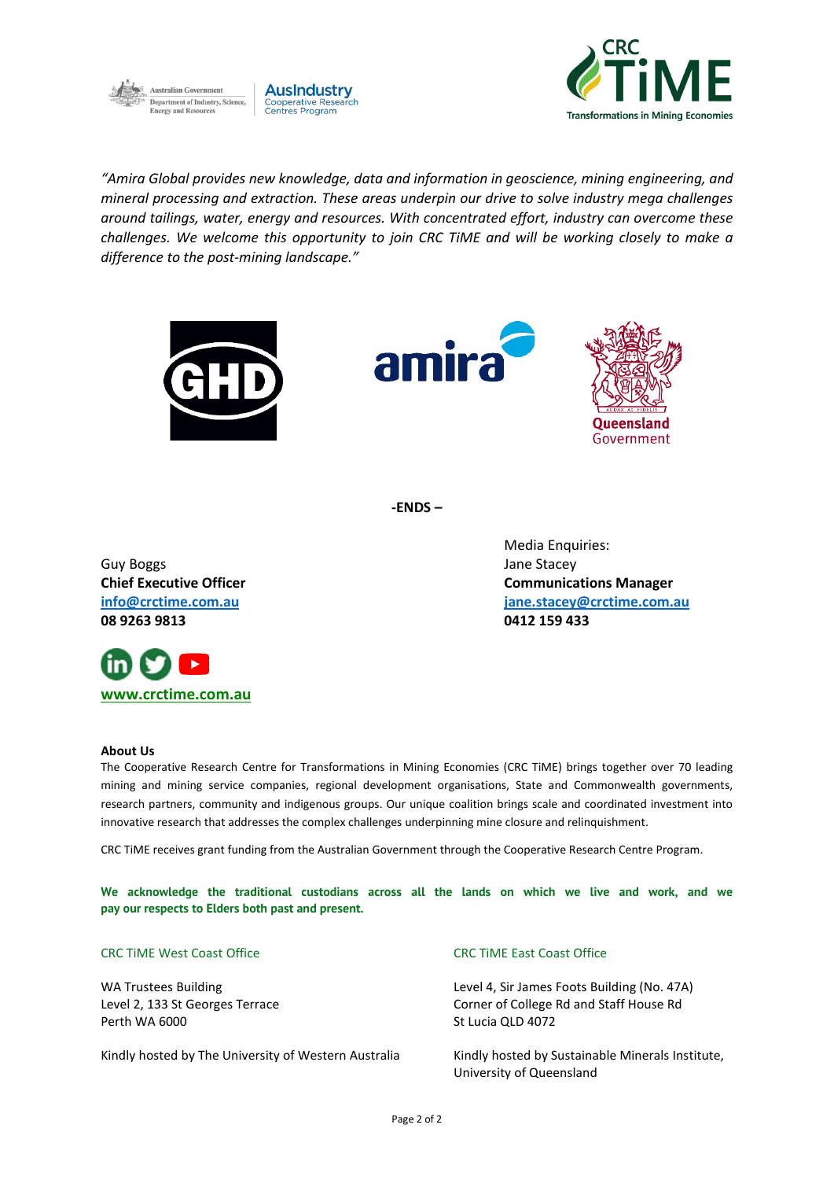*"Amira Global provides new knowledge, data and information in geoscience, mining engineering, and mineral processing and extraction. These areas underpin our drive to solve industry mega challenges around tailings, water, energy and resources. With concentrated effort, industry can overcome these challenges. We welcome this opportunity to join CRC TiME and will be working closely to make a difference to the post-mining landscape."*

**-ENDS –**

Guy Boggs
**Chief Executive Officer**
**info@crctime.com.au**
**08 9263 9813**

Media Enquiries:
Jane Stacey
**Communications Manager**
**jane.stacey@crctime.com.au**
**0412 159 433**

**www.crctime.com.au**

**About Us**

The Cooperative Research Centre for Transformations in Mining Economies (CRC TiME) brings together over 70 leading mining and mining service companies, regional development organisations, State and Commonwealth governments, research partners, community and indigenous groups. Our unique coalition brings scale and coordinated investment into innovative research that addresses the complex challenges underpinning mine closure and relinquishment.

CRC TiME receives grant funding from the Australian Government through the Cooperative Research Centre Program.

**We acknowledge the traditional custodians across all the lands on which we live and work, and we pay our respects to Elders both past and present.**

CRC TiME West Coast Office

WA Trustees Building
Level 2, 133 St Georges Terrace
Perth WA 6000

Kindly hosted by The University of Western Australia

CRC TiME East Coast Office

Level 4, Sir James Foots Building (No. 47A)
Corner of College Rd and Staff House Rd
St Lucia QLD 4072

Kindly hosted by Sustainable Minerals Institute, University of Queensland